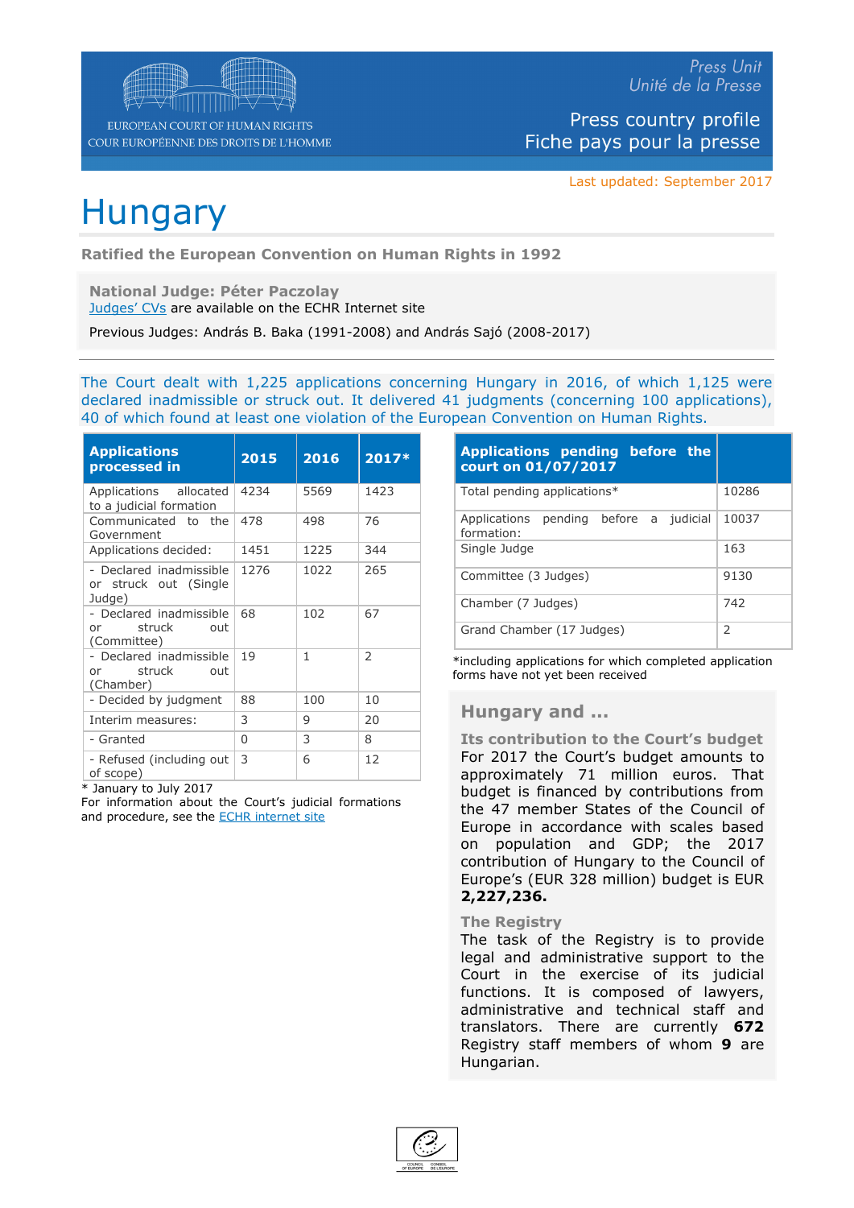EUROPEAN COURT OF HUMAN RIGHTS
COUR EUROPÉENNE DES DROITS DE L'HOMME

*Press Unit*
*Unité de la Presse*

Press country profile
Fiche pays pour la presse

Last updated: September 2017

# Hungary

**Ratified the European Convention on Human Rights in 1992**

**National Judge: Péter Paczolay**
Judges' CVs are available on the ECHR Internet site

Previous Judges: András B. Baka (1991-2008) and András Sajó (2008-2017)

The Court dealt with 1,225 applications concerning Hungary in 2016, of which 1,125 were declared inadmissible or struck out. It delivered 41 judgments (concerning 100 applications), 40 of which found at least one violation of the European Convention on Human Rights.

| Applications processed in | 2015 | 2016 | 2017* |
|---|---|---|---|
| Applications allocated to a judicial formation | 4234 | 5569 | 1423 |
| Communicated to the Government | 478 | 498 | 76 |
| Applications decided: | 1451 | 1225 | 344 |
| - Declared inadmissible or struck out (Single Judge) | 1276 | 1022 | 265 |
| - Declared inadmissible or struck out (Committee) | 68 | 102 | 67 |
| - Declared inadmissible or struck out (Chamber) | 19 | 1 | 2 |
| - Decided by judgment | 88 | 100 | 10 |
| Interim measures: | 3 | 9 | 20 |
| - Granted | 0 | 3 | 8 |
| - Refused (including out of scope) | 3 | 6 | 12 |

\* January to July 2017
For information about the Court's judicial formations and procedure, see the ECHR internet site

| Applications pending before the court on 01/07/2017 | |
|---|---|
| Total pending applications* | 10286 |
| Applications pending before a judicial formation: | 10037 |
| Single Judge | 163 |
| Committee (3 Judges) | 9130 |
| Chamber (7 Judges) | 742 |
| Grand Chamber (17 Judges) | 2 |

*including applications for which completed application forms have not yet been received

## Hungary and …

### Its contribution to the Court's budget

For 2017 the Court's budget amounts to approximately 71 million euros. That budget is financed by contributions from the 47 member States of the Council of Europe in accordance with scales based on population and GDP; the 2017 contribution of Hungary to the Council of Europe's (EUR 328 million) budget is EUR **2,227,236.**

### The Registry

The task of the Registry is to provide legal and administrative support to the Court in the exercise of its judicial functions. It is composed of lawyers, administrative and technical staff and translators. There are currently **672** Registry staff members of whom **9** are Hungarian.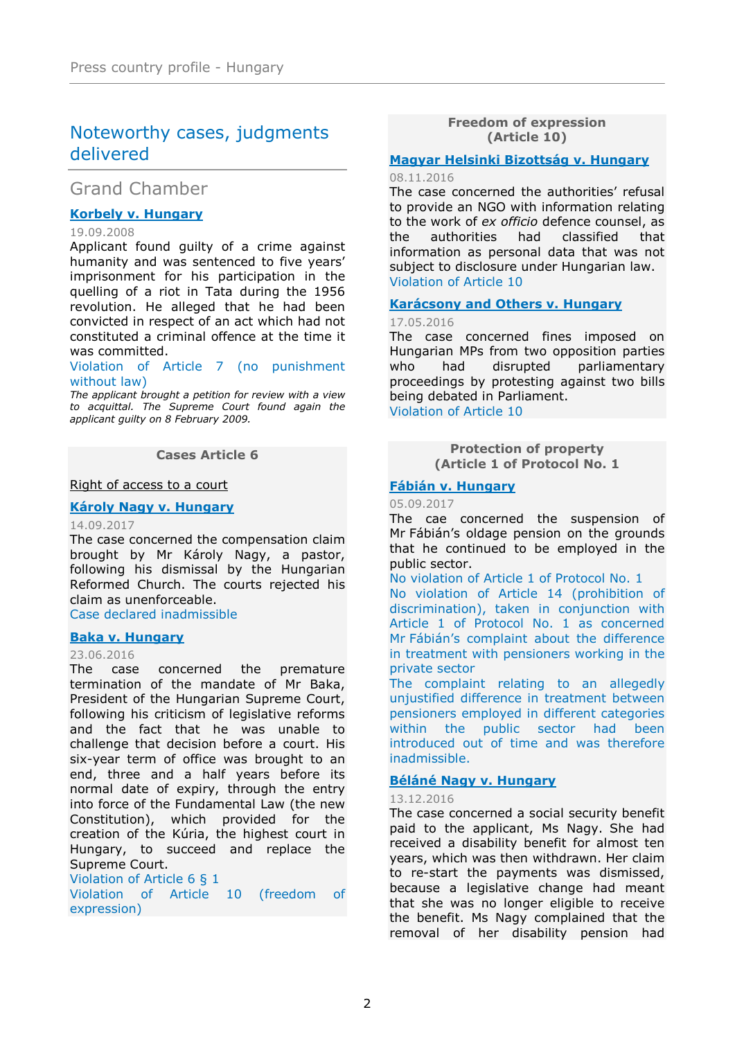## Noteworthy cases, judgments delivered

### Grand Chamber

**Korbely v. Hungary**

19.09.2008

Applicant found guilty of a crime against humanity and was sentenced to five years' imprisonment for his participation in the quelling of a riot in Tata during the 1956 revolution. He alleged that he had been convicted in respect of an act which had not constituted a criminal offence at the time it was committed.

Violation of Article 7 (no punishment without law)

*The applicant brought a petition for review with a view to acquittal. The Supreme Court found again the applicant guilty on 8 February 2009.*

### Cases Article 6

Right of access to a court

**Károly Nagy v. Hungary**

14.09.2017

The case concerned the compensation claim brought by Mr Károly Nagy, a pastor, following his dismissal by the Hungarian Reformed Church. The courts rejected his claim as unenforceable.

Case declared inadmissible

**Baka v. Hungary**

23.06.2016

The case concerned the premature termination of the mandate of Mr Baka, President of the Hungarian Supreme Court, following his criticism of legislative reforms and the fact that he was unable to challenge that decision before a court. His six-year term of office was brought to an end, three and a half years before its normal date of expiry, through the entry into force of the Fundamental Law (the new Constitution), which provided for the creation of the Kúria, the highest court in Hungary, to succeed and replace the Supreme Court.

Violation of Article 6 § 1

Violation of Article 10 (freedom of expression)

### Freedom of expression (Article 10)

**Magyar Helsinki Bizottság v. Hungary**

08.11.2016

The case concerned the authorities' refusal to provide an NGO with information relating to the work of *ex officio* defence counsel, as the authorities had classified that information as personal data that was not subject to disclosure under Hungarian law.

Violation of Article 10

**Karácsony and Others v. Hungary**

17.05.2016

The case concerned fines imposed on Hungarian MPs from two opposition parties who had disrupted parliamentary proceedings by protesting against two bills being debated in Parliament.

Violation of Article 10

### Protection of property (Article 1 of Protocol No. 1

**Fábián v. Hungary**

05.09.2017

The cae concerned the suspension of Mr Fábián's oldage pension on the grounds that he continued to be employed in the public sector.

No violation of Article 1 of Protocol No. 1

No violation of Article 14 (prohibition of discrimination), taken in conjunction with Article 1 of Protocol No. 1 as concerned Mr Fábián's complaint about the difference in treatment with pensioners working in the private sector

The complaint relating to an allegedly unjustified difference in treatment between pensioners employed in different categories within the public sector had been introduced out of time and was therefore inadmissible.

**Béláné Nagy v. Hungary**

13.12.2016

The case concerned a social security benefit paid to the applicant, Ms Nagy. She had received a disability benefit for almost ten years, which was then withdrawn. Her claim to re-start the payments was dismissed, because a legislative change had meant that she was no longer eligible to receive the benefit. Ms Nagy complained that the removal of her disability pension had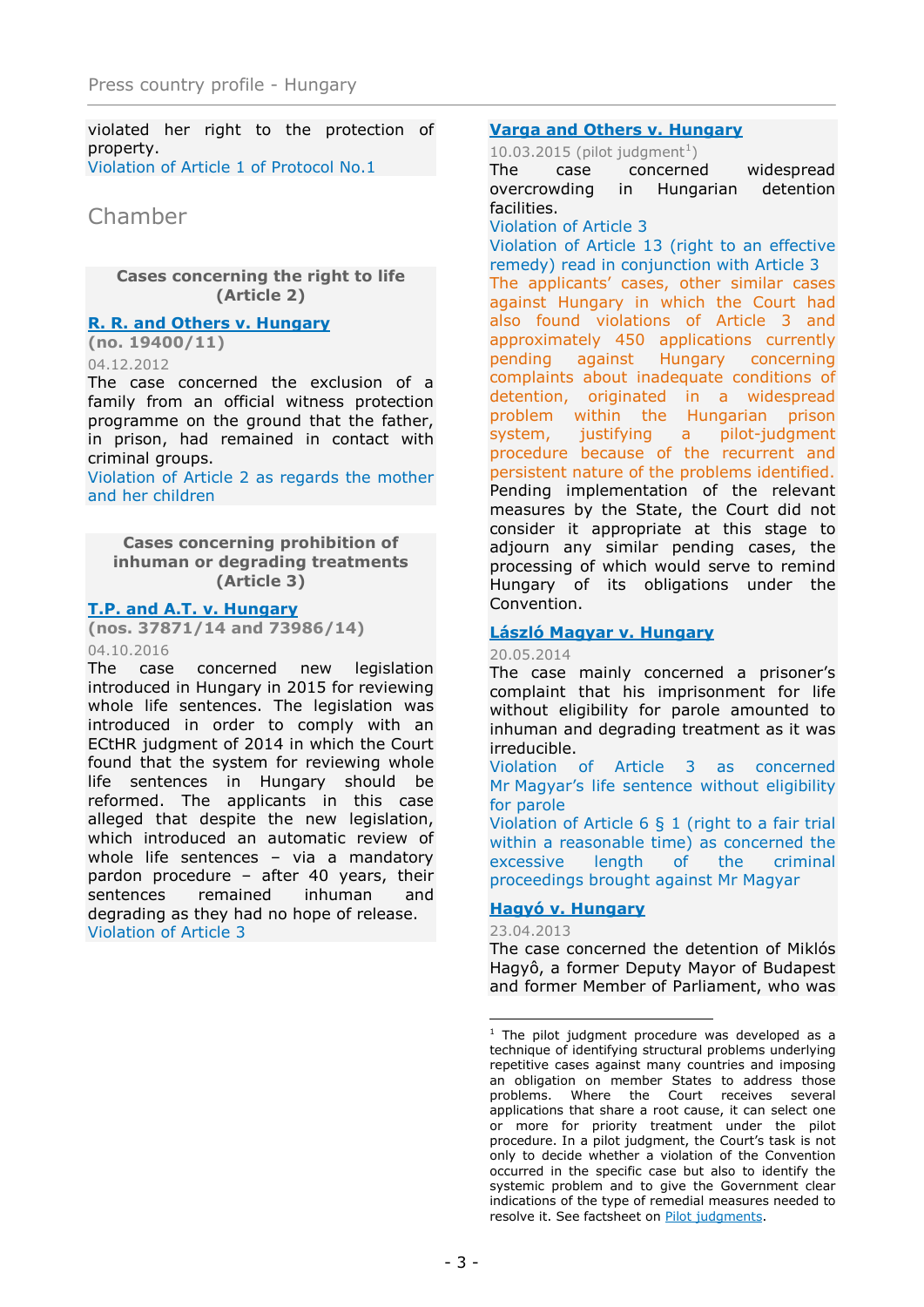violated her right to the protection of property.
Violation of Article 1 of Protocol No.1

## Chamber

### Cases concerning the right to life (Article 2)

**R. R. and Others v. Hungary**
**(no. 19400/11)**
04.12.2012
The case concerned the exclusion of a family from an official witness protection programme on the ground that the father, in prison, had remained in contact with criminal groups.
Violation of Article 2 as regards the mother and her children

### Cases concerning prohibition of inhuman or degrading treatments (Article 3)

**T.P. and A.T. v. Hungary**
**(nos. 37871/14 and 73986/14)**
04.10.2016
The case concerned new legislation introduced in Hungary in 2015 for reviewing whole life sentences. The legislation was introduced in order to comply with an ECtHR judgment of 2014 in which the Court found that the system for reviewing whole life sentences in Hungary should be reformed. The applicants in this case alleged that despite the new legislation, which introduced an automatic review of whole life sentences – via a mandatory pardon procedure – after 40 years, their sentences remained inhuman and degrading as they had no hope of release.
Violation of Article 3

**Varga and Others v. Hungary**
10.03.2015 (pilot judgment[1])
The case concerned widespread overcrowding in Hungarian detention facilities.
Violation of Article 3
Violation of Article 13 (right to an effective remedy) read in conjunction with Article 3
The applicants' cases, other similar cases against Hungary in which the Court had also found violations of Article 3 and approximately 450 applications currently pending against Hungary concerning complaints about inadequate conditions of detention, originated in a widespread problem within the Hungarian prison system, justifying a pilot-judgment procedure because of the recurrent and persistent nature of the problems identified.
Pending implementation of the relevant measures by the State, the Court did not consider it appropriate at this stage to adjourn any similar pending cases, the processing of which would serve to remind Hungary of its obligations under the Convention.

**László Magyar v. Hungary**
20.05.2014
The case mainly concerned a prisoner's complaint that his imprisonment for life without eligibility for parole amounted to inhuman and degrading treatment as it was irreducible.
Violation of Article 3 as concerned Mr Magyar's life sentence without eligibility for parole
Violation of Article 6 § 1 (right to a fair trial within a reasonable time) as concerned the excessive length of the criminal proceedings brought against Mr Magyar

**Hagyó v. Hungary**
23.04.2013
The case concerned the detention of Miklós Hagyô, a former Deputy Mayor of Budapest and former Member of Parliament, who was

---

[1] The pilot judgment procedure was developed as a technique of identifying structural problems underlying repetitive cases against many countries and imposing an obligation on member States to address those problems. Where the Court receives several applications that share a root cause, it can select one or more for priority treatment under the pilot procedure. In a pilot judgment, the Court's task is not only to decide whether a violation of the Convention occurred in the specific case but also to identify the systemic problem and to give the Government clear indications of the type of remedial measures needed to resolve it. See factsheet on Pilot judgments.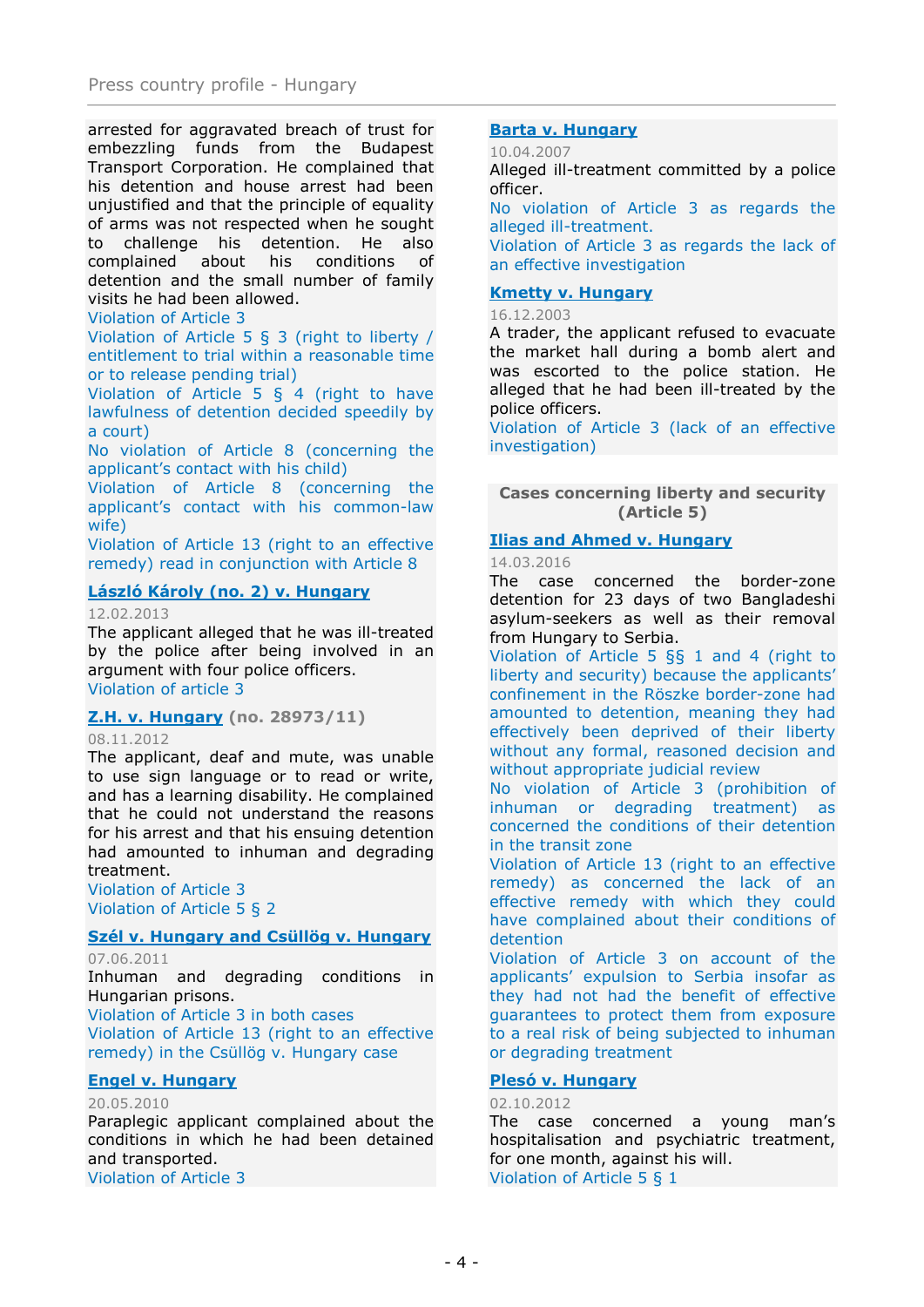arrested for aggravated breach of trust for embezzling funds from the Budapest Transport Corporation. He complained that his detention and house arrest had been unjustified and that the principle of equality of arms was not respected when he sought to challenge his detention. He also complained about his conditions of detention and the small number of family visits he had been allowed.
Violation of Article 3
Violation of Article 5 § 3 (right to liberty / entitlement to trial within a reasonable time or to release pending trial)
Violation of Article 5 § 4 (right to have lawfulness of detention decided speedily by a court)
No violation of Article 8 (concerning the applicant's contact with his child)
Violation of Article 8 (concerning the applicant's contact with his common-law wife)
Violation of Article 13 (right to an effective remedy) read in conjunction with Article 8

**László Károly (no. 2) v. Hungary**

12.02.2013
The applicant alleged that he was ill-treated by the police after being involved in an argument with four police officers.
Violation of article 3

**Z.H. v. Hungary (no. 28973/11)**

08.11.2012
The applicant, deaf and mute, was unable to use sign language or to read or write, and has a learning disability. He complained that he could not understand the reasons for his arrest and that his ensuing detention had amounted to inhuman and degrading treatment.
Violation of Article 3
Violation of Article 5 § 2

**Szél v. Hungary and Csüllög v. Hungary**

07.06.2011
Inhuman and degrading conditions in Hungarian prisons.
Violation of Article 3 in both cases
Violation of Article 13 (right to an effective remedy) in the Csüllög v. Hungary case

**Engel v. Hungary**

20.05.2010
Paraplegic applicant complained about the conditions in which he had been detained and transported.
Violation of Article 3

**Barta v. Hungary**

10.04.2007
Alleged ill-treatment committed by a police officer.
No violation of Article 3 as regards the alleged ill-treatment.
Violation of Article 3 as regards the lack of an effective investigation

**Kmetty v. Hungary**

16.12.2003
A trader, the applicant refused to evacuate the market hall during a bomb alert and was escorted to the police station. He alleged that he had been ill-treated by the police officers.
Violation of Article 3 (lack of an effective investigation)

## Cases concerning liberty and security (Article 5)

**Ilias and Ahmed v. Hungary**

14.03.2016
The case concerned the border-zone detention for 23 days of two Bangladeshi asylum-seekers as well as their removal from Hungary to Serbia.
Violation of Article 5 §§ 1 and 4 (right to liberty and security) because the applicants' confinement in the Röszke border-zone had amounted to detention, meaning they had effectively been deprived of their liberty without any formal, reasoned decision and without appropriate judicial review
No violation of Article 3 (prohibition of inhuman or degrading treatment) as concerned the conditions of their detention in the transit zone
Violation of Article 13 (right to an effective remedy) as concerned the lack of an effective remedy with which they could have complained about their conditions of detention
Violation of Article 3 on account of the applicants' expulsion to Serbia insofar as they had not had the benefit of effective guarantees to protect them from exposure to a real risk of being subjected to inhuman or degrading treatment

**Plesó v. Hungary**

02.10.2012
The case concerned a young man's hospitalisation and psychiatric treatment, for one month, against his will.
Violation of Article 5 § 1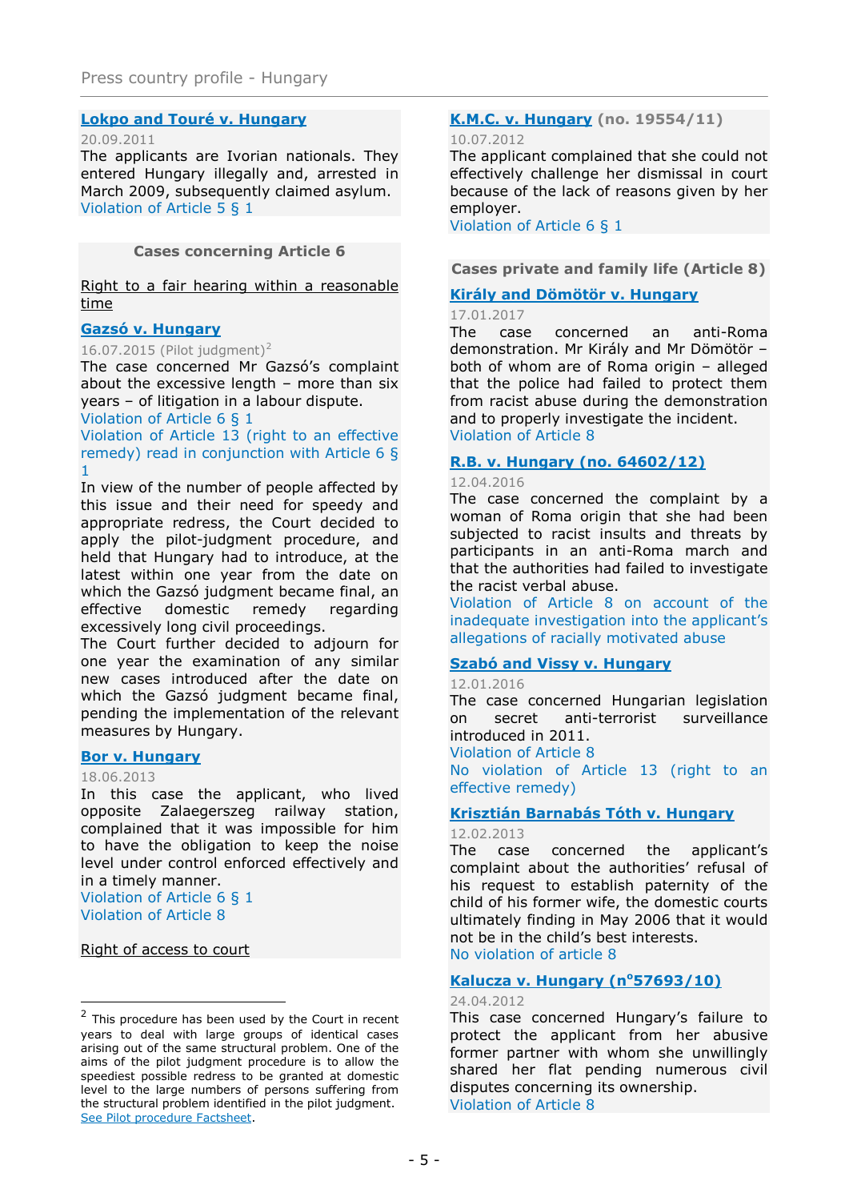### Lokpo and Touré v. Hungary

20.09.2011

The applicants are Ivorian nationals. They entered Hungary illegally and, arrested in March 2009, subsequently claimed asylum.

Violation of Article 5 § 1

## Cases concerning Article 6

Right to a fair hearing within a reasonable time

### Gazsó v. Hungary

16.07.2015 (Pilot judgment)[2]

The case concerned Mr Gazsó's complaint about the excessive length – more than six years – of litigation in a labour dispute.

Violation of Article 6 § 1

Violation of Article 13 (right to an effective remedy) read in conjunction with Article 6 § 1

In view of the number of people affected by this issue and their need for speedy and appropriate redress, the Court decided to apply the pilot-judgment procedure, and held that Hungary had to introduce, at the latest within one year from the date on which the Gazsó judgment became final, an effective domestic remedy regarding excessively long civil proceedings.

The Court further decided to adjourn for one year the examination of any similar new cases introduced after the date on which the Gazsó judgment became final, pending the implementation of the relevant measures by Hungary.

### Bor v. Hungary

18.06.2013

In this case the applicant, who lived opposite Zalaegerszeg railway station, complained that it was impossible for him to have the obligation to keep the noise level under control enforced effectively and in a timely manner.

Violation of Article 6 § 1

Violation of Article 8

Right of access to court

### K.M.C. v. Hungary (no. 19554/11)

10.07.2012

The applicant complained that she could not effectively challenge her dismissal in court because of the lack of reasons given by her employer.

Violation of Article 6 § 1

## Cases private and family life (Article 8)

### Király and Dömötör v. Hungary

17.01.2017

The case concerned an anti-Roma demonstration. Mr Király and Mr Dömötör – both of whom are of Roma origin – alleged that the police had failed to protect them from racist abuse during the demonstration and to properly investigate the incident.

Violation of Article 8

### R.B. v. Hungary (no. 64602/12)

12.04.2016

The case concerned the complaint by a woman of Roma origin that she had been subjected to racist insults and threats by participants in an anti-Roma march and that the authorities had failed to investigate the racist verbal abuse.

Violation of Article 8 on account of the inadequate investigation into the applicant's allegations of racially motivated abuse

### Szabó and Vissy v. Hungary

12.01.2016

The case concerned Hungarian legislation on secret anti-terrorist surveillance introduced in 2011.

Violation of Article 8

No violation of Article 13 (right to an effective remedy)

### Krisztián Barnabás Tóth v. Hungary

12.02.2013

The case concerned the applicant's complaint about the authorities' refusal of his request to establish paternity of the child of his former wife, the domestic courts ultimately finding in May 2006 that it would not be in the child's best interests.

No violation of article 8

### Kalucza v. Hungary (n°57693/10)

24.04.2012

This case concerned Hungary's failure to protect the applicant from her abusive former partner with whom she unwillingly shared her flat pending numerous civil disputes concerning its ownership.

Violation of Article 8

---

[2] This procedure has been used by the Court in recent years to deal with large groups of identical cases arising out of the same structural problem. One of the aims of the pilot judgment procedure is to allow the speediest possible redress to be granted at domestic level to the large numbers of persons suffering from the structural problem identified in the pilot judgment. See Pilot procedure Factsheet.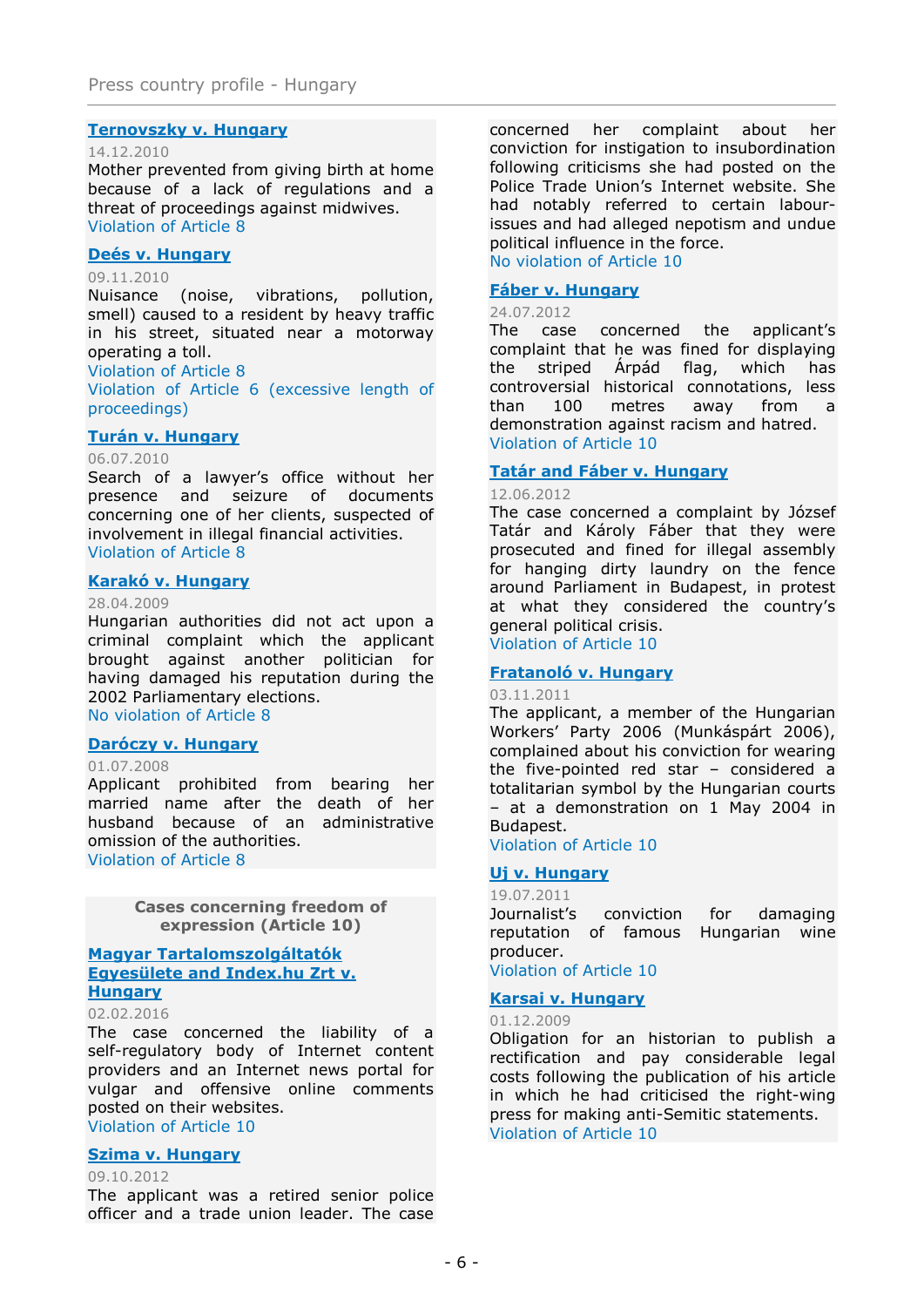**Ternovszky v. Hungary**

14.12.2010

Mother prevented from giving birth at home because of a lack of regulations and a threat of proceedings against midwives.

Violation of Article 8

**Deés v. Hungary**

09.11.2010

Nuisance (noise, vibrations, pollution, smell) caused to a resident by heavy traffic in his street, situated near a motorway operating a toll.

Violation of Article 8

Violation of Article 6 (excessive length of proceedings)

**Turán v. Hungary**

06.07.2010

Search of a lawyer's office without her presence and seizure of documents concerning one of her clients, suspected of involvement in illegal financial activities.

Violation of Article 8

**Karakó v. Hungary**

28.04.2009

Hungarian authorities did not act upon a criminal complaint which the applicant brought against another politician for having damaged his reputation during the 2002 Parliamentary elections.

No violation of Article 8

**Daróczy v. Hungary**

01.07.2008

Applicant prohibited from bearing her married name after the death of her husband because of an administrative omission of the authorities.

Violation of Article 8

## Cases concerning freedom of expression (Article 10)

**Magyar Tartalomszolgáltatók Egyesülete and Index.hu Zrt v. Hungary**

02.02.2016

The case concerned the liability of a self-regulatory body of Internet content providers and an Internet news portal for vulgar and offensive online comments posted on their websites.

Violation of Article 10

**Szima v. Hungary**

09.10.2012

The applicant was a retired senior police officer and a trade union leader. The case concerned her complaint about her conviction for instigation to insubordination following criticisms she had posted on the Police Trade Union's Internet website. She had notably referred to certain labour-issues and had alleged nepotism and undue political influence in the force.

No violation of Article 10

**Fáber v. Hungary**

24.07.2012

The case concerned the applicant's complaint that he was fined for displaying the striped Árpád flag, which has controversial historical connotations, less than 100 metres away from a demonstration against racism and hatred.

Violation of Article 10

**Tatár and Fáber v. Hungary**

12.06.2012

The case concerned a complaint by József Tatár and Károly Fáber that they were prosecuted and fined for illegal assembly for hanging dirty laundry on the fence around Parliament in Budapest, in protest at what they considered the country's general political crisis.

Violation of Article 10

**Fratanoló v. Hungary**

03.11.2011

The applicant, a member of the Hungarian Workers' Party 2006 (Munkáspárt 2006), complained about his conviction for wearing the five-pointed red star – considered a totalitarian symbol by the Hungarian courts – at a demonstration on 1 May 2004 in Budapest.

Violation of Article 10

**Uj v. Hungary**

19.07.2011

Journalist's conviction for damaging reputation of famous Hungarian wine producer.

Violation of Article 10

**Karsai v. Hungary**

01.12.2009

Obligation for an historian to publish a rectification and pay considerable legal costs following the publication of his article in which he had criticised the right-wing press for making anti-Semitic statements.

Violation of Article 10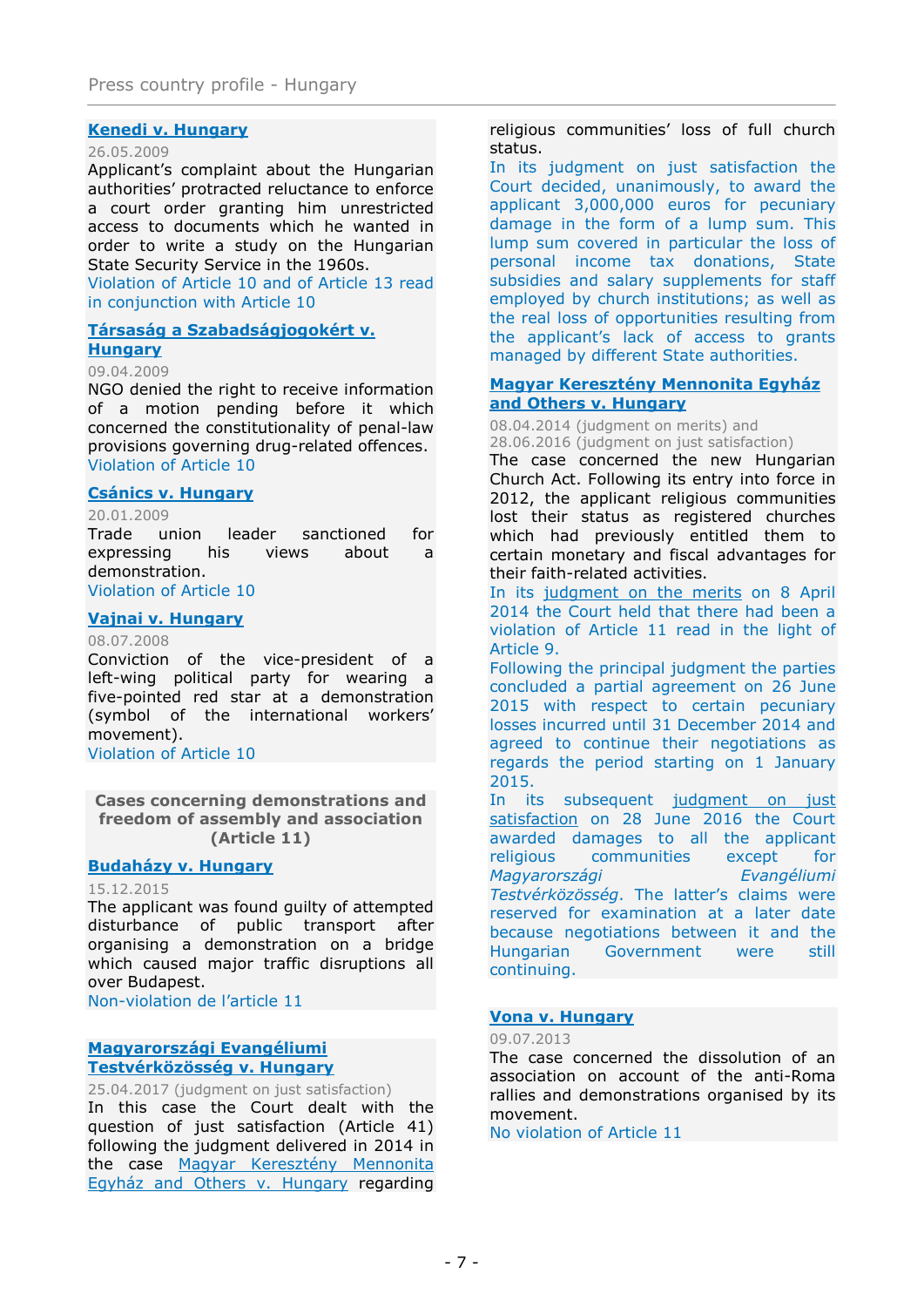**Kenedi v. Hungary**

26.05.2009

Applicant's complaint about the Hungarian authorities' protracted reluctance to enforce a court order granting him unrestricted access to documents which he wanted in order to write a study on the Hungarian State Security Service in the 1960s.

Violation of Article 10 and of Article 13 read in conjunction with Article 10

**Társaság a Szabadságjogokért v. Hungary**

09.04.2009

NGO denied the right to receive information of a motion pending before it which concerned the constitutionality of penal-law provisions governing drug-related offences.

Violation of Article 10

**Csánics v. Hungary**

20.01.2009

Trade union leader sanctioned for expressing his views about a demonstration.

Violation of Article 10

**Vajnai v. Hungary**

08.07.2008

Conviction of the vice-president of a left-wing political party for wearing a five-pointed red star at a demonstration (symbol of the international workers' movement).

Violation of Article 10

## Cases concerning demonstrations and freedom of assembly and association (Article 11)

**Budaházy v. Hungary**

15.12.2015

The applicant was found guilty of attempted disturbance of public transport after organising a demonstration on a bridge which caused major traffic disruptions all over Budapest.

Non-violation de l'article 11

**Magyarországi Evangéliumi Testvérközösség v. Hungary**

25.04.2017 (judgment on just satisfaction)

In this case the Court dealt with the question of just satisfaction (Article 41) following the judgment delivered in 2014 in the case Magyar Keresztény Mennonita Egyház and Others v. Hungary regarding religious communities' loss of full church status.

In its judgment on just satisfaction the Court decided, unanimously, to award the applicant 3,000,000 euros for pecuniary damage in the form of a lump sum. This lump sum covered in particular the loss of personal income tax donations, State subsidies and salary supplements for staff employed by church institutions; as well as the real loss of opportunities resulting from the applicant's lack of access to grants managed by different State authorities.

**Magyar Keresztény Mennonita Egyház and Others v. Hungary**

08.04.2014 (judgment on merits) and
28.06.2016 (judgment on just satisfaction)

The case concerned the new Hungarian Church Act. Following its entry into force in 2012, the applicant religious communities lost their status as registered churches which had previously entitled them to certain monetary and fiscal advantages for their faith-related activities.

In its judgment on the merits on 8 April 2014 the Court held that there had been a violation of Article 11 read in the light of Article 9.

Following the principal judgment the parties concluded a partial agreement on 26 June 2015 with respect to certain pecuniary losses incurred until 31 December 2014 and agreed to continue their negotiations as regards the period starting on 1 January 2015.

In its subsequent judgment on just satisfaction on 28 June 2016 the Court awarded damages to all the applicant religious communities except for *Magyarországi Evangéliumi Testvérközösség*. The latter's claims were reserved for examination at a later date because negotiations between it and the Hungarian Government were still continuing.

**Vona v. Hungary**

09.07.2013

The case concerned the dissolution of an association on account of the anti-Roma rallies and demonstrations organised by its movement.

No violation of Article 11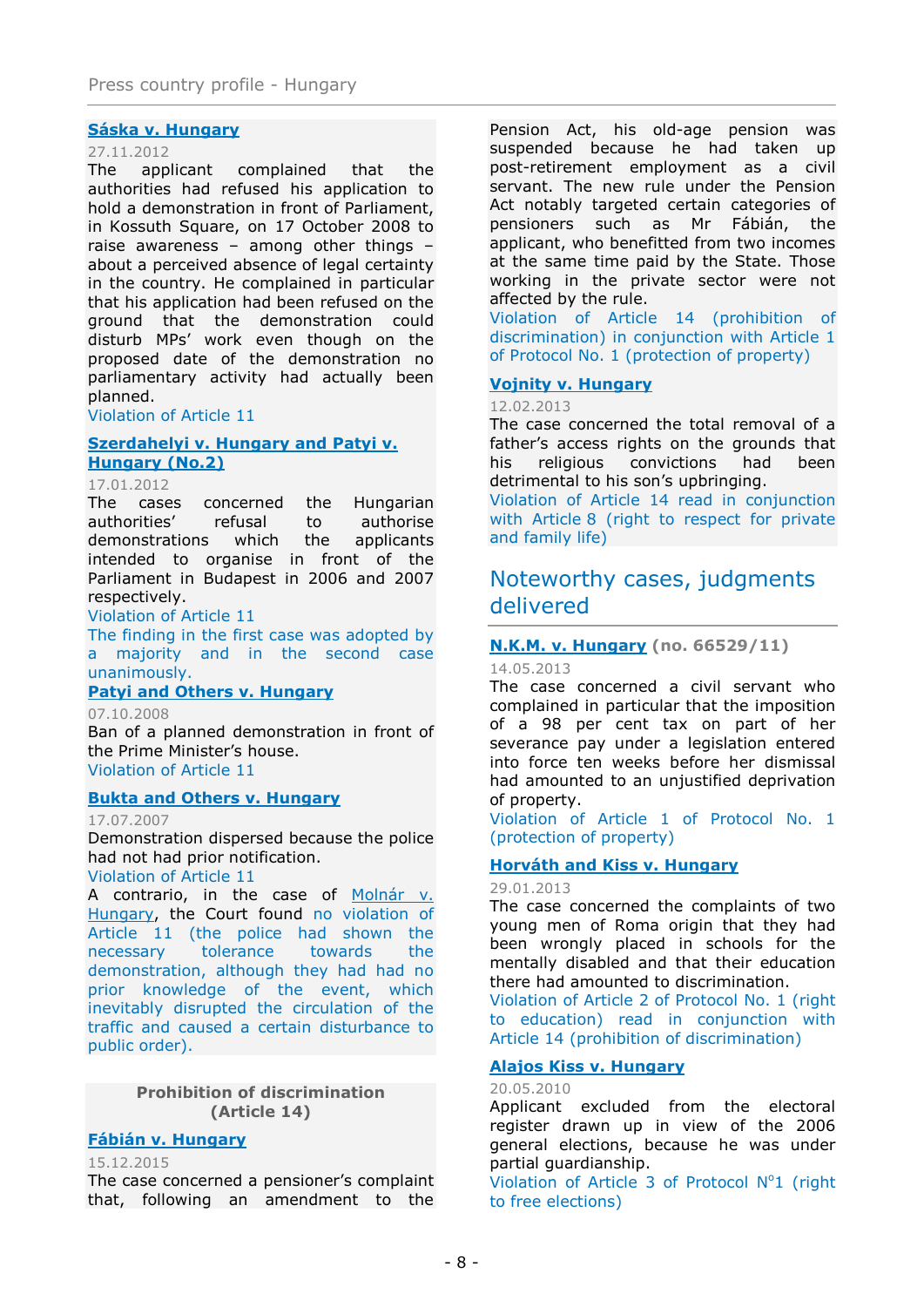**Sáska v. Hungary**

27.11.2012

The applicant complained that the authorities had refused his application to hold a demonstration in front of Parliament, in Kossuth Square, on 17 October 2008 to raise awareness – among other things – about a perceived absence of legal certainty in the country. He complained in particular that his application had been refused on the ground that the demonstration could disturb MPs' work even though on the proposed date of the demonstration no parliamentary activity had actually been planned.

Violation of Article 11

**Szerdahelyi v. Hungary and Patyi v. Hungary (No.2)**

17.01.2012

The cases concerned the Hungarian authorities' refusal to authorise demonstrations which the applicants intended to organise in front of the Parliament in Budapest in 2006 and 2007 respectively.

Violation of Article 11

The finding in the first case was adopted by a majority and in the second case unanimously.

**Patyi and Others v. Hungary**

07.10.2008

Ban of a planned demonstration in front of the Prime Minister's house.

Violation of Article 11

**Bukta and Others v. Hungary**

17.07.2007

Demonstration dispersed because the police had not had prior notification.

Violation of Article 11

A contrario, in the case of Molnár v. Hungary, the Court found no violation of Article 11 (the police had shown the necessary tolerance towards the demonstration, although they had had no prior knowledge of the event, which inevitably disrupted the circulation of the traffic and caused a certain disturbance to public order).

### Prohibition of discrimination (Article 14)

**Fábián v. Hungary**

15.12.2015

The case concerned a pensioner's complaint that, following an amendment to the Pension Act, his old-age pension was suspended because he had taken up post-retirement employment as a civil servant. The new rule under the Pension Act notably targeted certain categories of pensioners such as Mr Fábián, the applicant, who benefitted from two incomes at the same time paid by the State. Those working in the private sector were not affected by the rule.

Violation of Article 14 (prohibition of discrimination) in conjunction with Article 1 of Protocol No. 1 (protection of property)

**Vojnity v. Hungary**

12.02.2013

The case concerned the total removal of a father's access rights on the grounds that his religious convictions had been detrimental to his son's upbringing.

Violation of Article 14 read in conjunction with Article 8 (right to respect for private and family life)

## Noteworthy cases, judgments delivered

**N.K.M. v. Hungary** (no. 66529/11)

14.05.2013

The case concerned a civil servant who complained in particular that the imposition of a 98 per cent tax on part of her severance pay under a legislation entered into force ten weeks before her dismissal had amounted to an unjustified deprivation of property.

Violation of Article 1 of Protocol No. 1 (protection of property)

**Horváth and Kiss v. Hungary**

29.01.2013

The case concerned the complaints of two young men of Roma origin that they had been wrongly placed in schools for the mentally disabled and that their education there had amounted to discrimination.

Violation of Article 2 of Protocol No. 1 (right to education) read in conjunction with Article 14 (prohibition of discrimination)

**Alajos Kiss v. Hungary**

20.05.2010

Applicant excluded from the electoral register drawn up in view of the 2006 general elections, because he was under partial guardianship.

Violation of Article 3 of Protocol N°1 (right to free elections)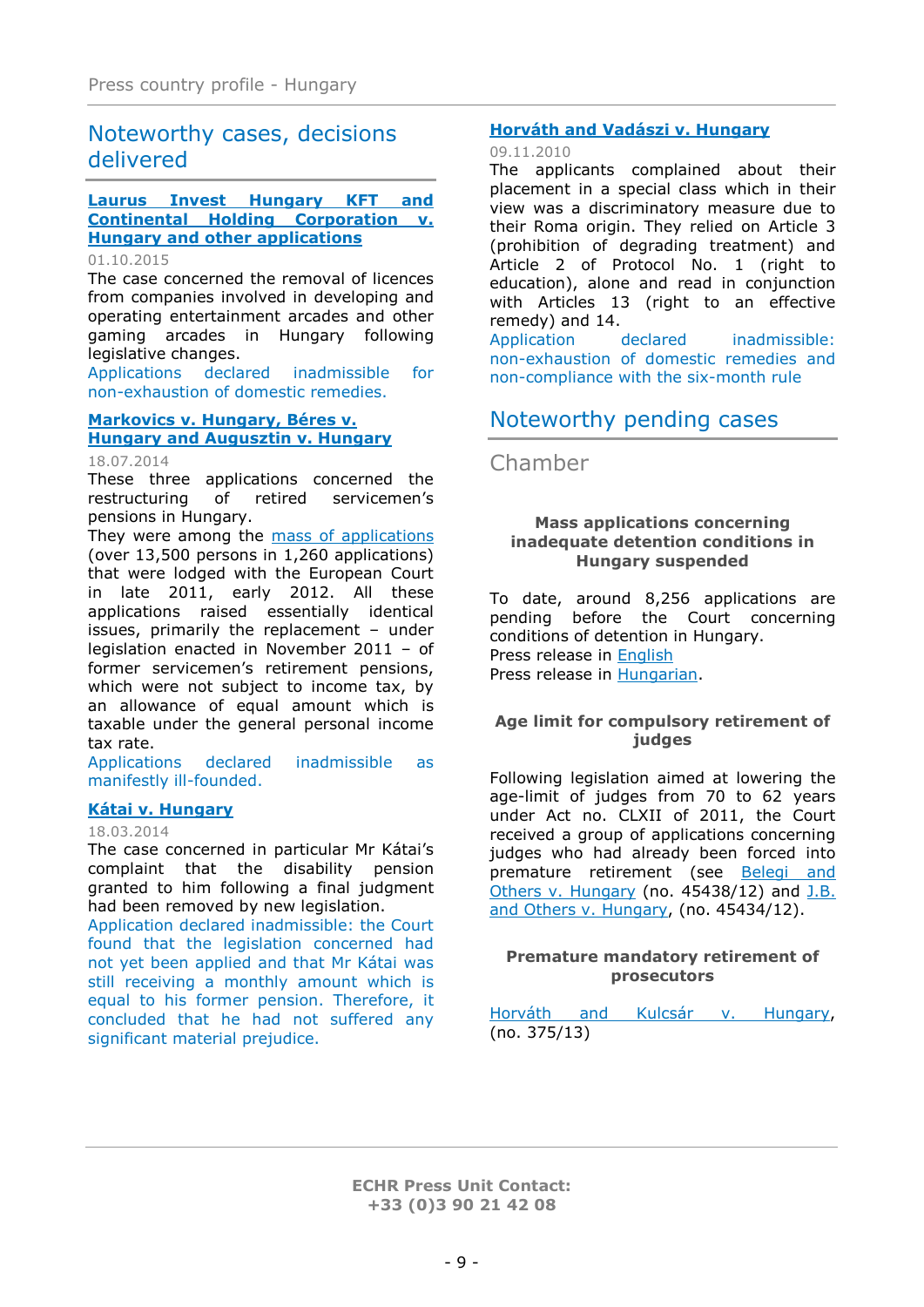## Noteworthy cases, decisions delivered

**Laurus Invest Hungary KFT and Continental Holding Corporation v. Hungary and other applications**

01.10.2015

The case concerned the removal of licences from companies involved in developing and operating entertainment arcades and other gaming arcades in Hungary following legislative changes.

Applications declared inadmissible for non-exhaustion of domestic remedies.

**Markovics v. Hungary, Béres v. Hungary and Augusztin v. Hungary**

18.07.2014

These three applications concerned the restructuring of retired servicemen's pensions in Hungary.

They were among the mass of applications (over 13,500 persons in 1,260 applications) that were lodged with the European Court in late 2011, early 2012. All these applications raised essentially identical issues, primarily the replacement – under legislation enacted in November 2011 – of former servicemen's retirement pensions, which were not subject to income tax, by an allowance of equal amount which is taxable under the general personal income tax rate.

Applications declared inadmissible as manifestly ill-founded.

**Kátai v. Hungary**

18.03.2014

The case concerned in particular Mr Kátai's complaint that the disability pension granted to him following a final judgment had been removed by new legislation.

Application declared inadmissible: the Court found that the legislation concerned had not yet been applied and that Mr Kátai was still receiving a monthly amount which is equal to his former pension. Therefore, it concluded that he had not suffered any significant material prejudice.

**Horváth and Vadászi v. Hungary**

09.11.2010

The applicants complained about their placement in a special class which in their view was a discriminatory measure due to their Roma origin. They relied on Article 3 (prohibition of degrading treatment) and Article 2 of Protocol No. 1 (right to education), alone and read in conjunction with Articles 13 (right to an effective remedy) and 14.

Application declared inadmissible: non-exhaustion of domestic remedies and non-compliance with the six-month rule

## Noteworthy pending cases

### Chamber

**Mass applications concerning inadequate detention conditions in Hungary suspended**

To date, around 8,256 applications are pending before the Court concerning conditions of detention in Hungary.

Press release in English

Press release in Hungarian.

**Age limit for compulsory retirement of judges**

Following legislation aimed at lowering the age-limit of judges from 70 to 62 years under Act no. CLXII of 2011, the Court received a group of applications concerning judges who had already been forced into premature retirement (see Belegi and Others v. Hungary (no. 45438/12) and J.B. and Others v. Hungary, (no. 45434/12).

**Premature mandatory retirement of prosecutors**

Horváth and Kulcsár v. Hungary, (no. 375/13)

**ECHR Press Unit Contact:**
**+33 (0)3 90 21 42 08**